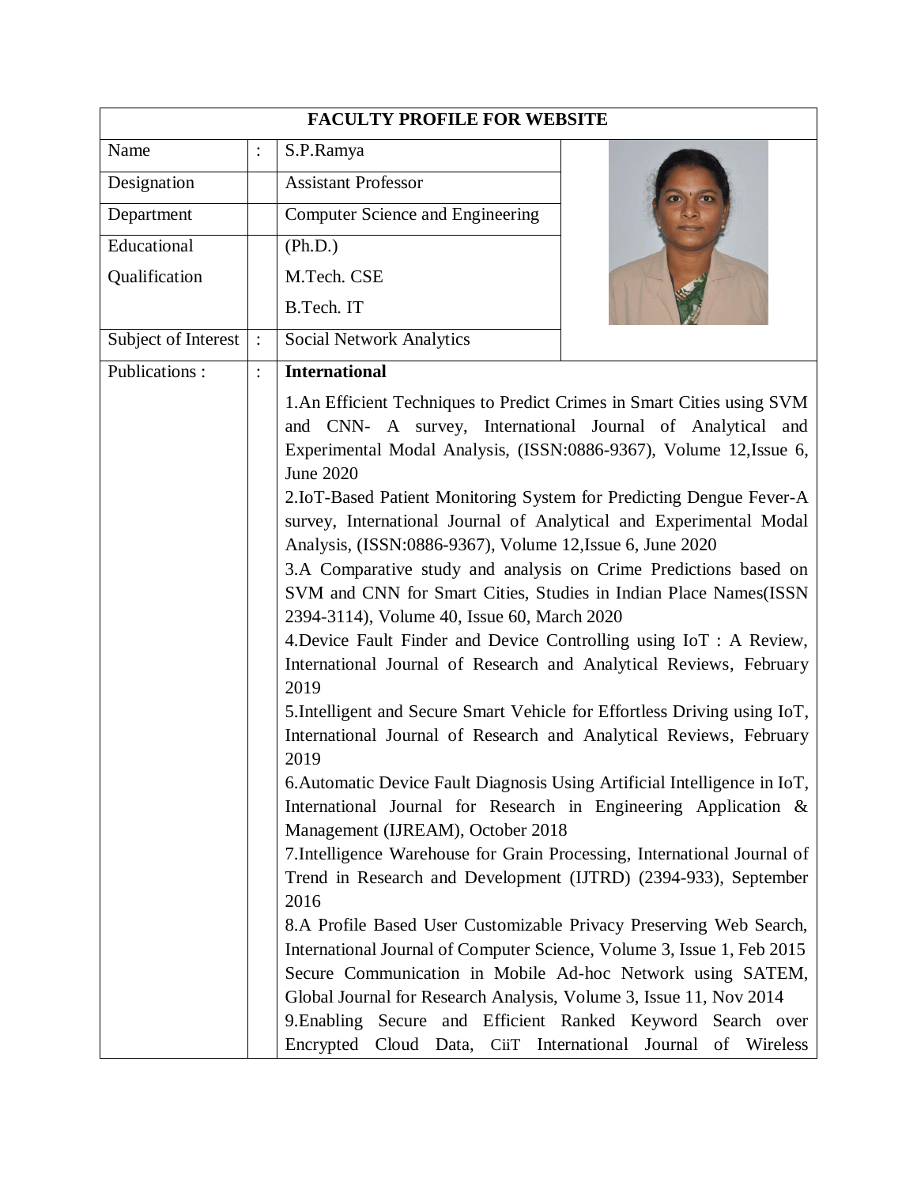| FACULTY PROFILE FOR WEBSITE | | | |
|---|---|---|---|
| Name | : | S.P.Ramya | |
| Designation | | Assistant Professor | |
| Department | | Computer Science and Engineering | |
| Educational Qualification | | (Ph.D.)<br>M.Tech. CSE<br>B.Tech. IT | |
| Subject of Interest | : | Social Network Analytics | |
| Publications : | : | **International**<br>1.An Efficient Techniques to Predict Crimes in Smart Cities using SVM and CNN- A survey, International Journal of Analytical and Experimental Modal Analysis, (ISSN:0886-9367), Volume 12,Issue 6, June 2020<br>2.IoT-Based Patient Monitoring System for Predicting Dengue Fever-A survey, International Journal of Analytical and Experimental Modal Analysis, (ISSN:0886-9367), Volume 12,Issue 6, June 2020<br>3.A Comparative study and analysis on Crime Predictions based on SVM and CNN for Smart Cities, Studies in Indian Place Names(ISSN 2394-3114), Volume 40, Issue 60, March 2020<br>4.Device Fault Finder and Device Controlling using IoT : A Review, International Journal of Research and Analytical Reviews, February 2019<br>5.Intelligent and Secure Smart Vehicle for Effortless Driving using IoT, International Journal of Research and Analytical Reviews, February 2019<br>6.Automatic Device Fault Diagnosis Using Artificial Intelligence in IoT, International Journal for Research in Engineering Application & Management (IJREAM), October 2018<br>7.Intelligence Warehouse for Grain Processing, International Journal of Trend in Research and Development (IJTRD) (2394-933), September 2016<br>8.A Profile Based User Customizable Privacy Preserving Web Search, International Journal of Computer Science, Volume 3, Issue 1, Feb 2015 Secure Communication in Mobile Ad-hoc Network using SATEM, Global Journal for Research Analysis, Volume 3, Issue 11, Nov 2014<br>9.Enabling Secure and Efficient Ranked Keyword Search over Encrypted Cloud Data, CiiT International Journal of Wireless | |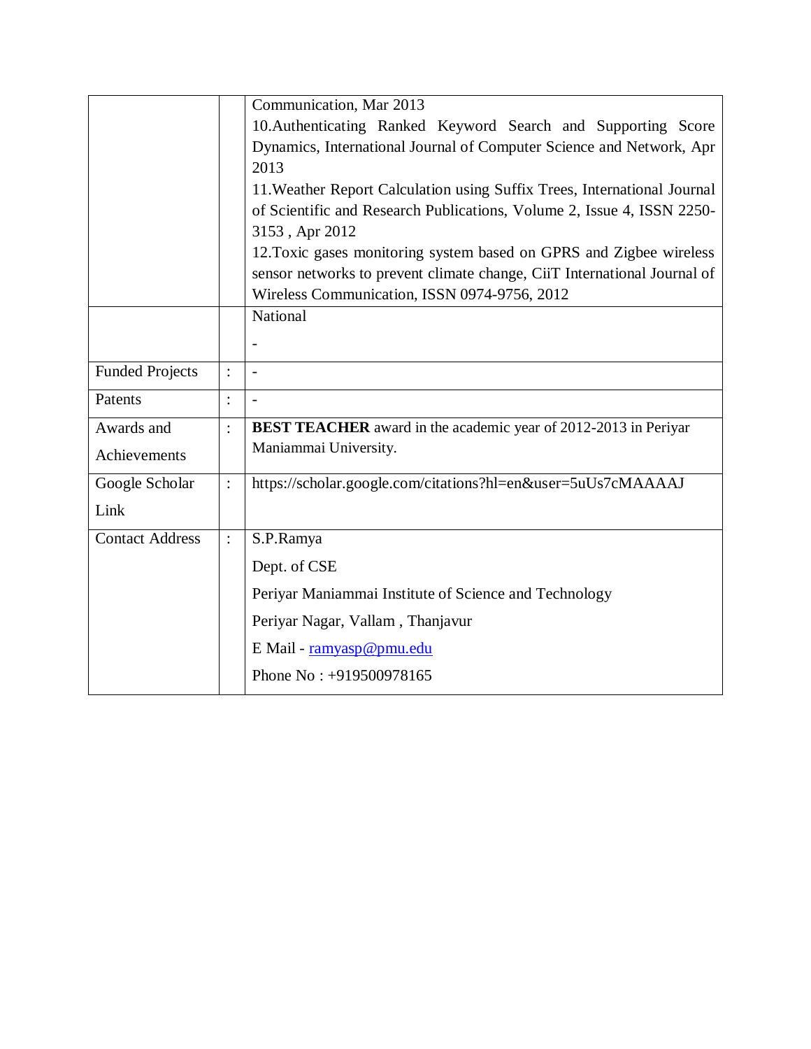| | | |
|---|---|---|
| | | Communication, Mar 2013<br>10.Authenticating Ranked Keyword Search and Supporting Score Dynamics, International Journal of Computer Science and Network, Apr 2013<br>11.Weather Report Calculation using Suffix Trees, International Journal of Scientific and Research Publications, Volume 2, Issue 4, ISSN 2250-3153 , Apr 2012<br>12.Toxic gases monitoring system based on GPRS and Zigbee wireless sensor networks to prevent climate change, CiiT International Journal of Wireless Communication, ISSN 0974-9756, 2012 |
| | | National<br>- |
| Funded Projects | : | - |
| Patents | : | - |
| Awards and Achievements | : | **BEST TEACHER** award in the academic year of 2012-2013 in Periyar Maniammai University. |
| Google Scholar Link | : | https://scholar.google.com/citations?hl=en&user=5uUs7cMAAAAJ |
| Contact Address | : | S.P.Ramya<br>Dept. of CSE<br>Periyar Maniammai Institute of Science and Technology<br>Periyar Nagar, Vallam , Thanjavur<br>E Mail - ramyasp@pmu.edu<br>Phone No : +919500978165 |